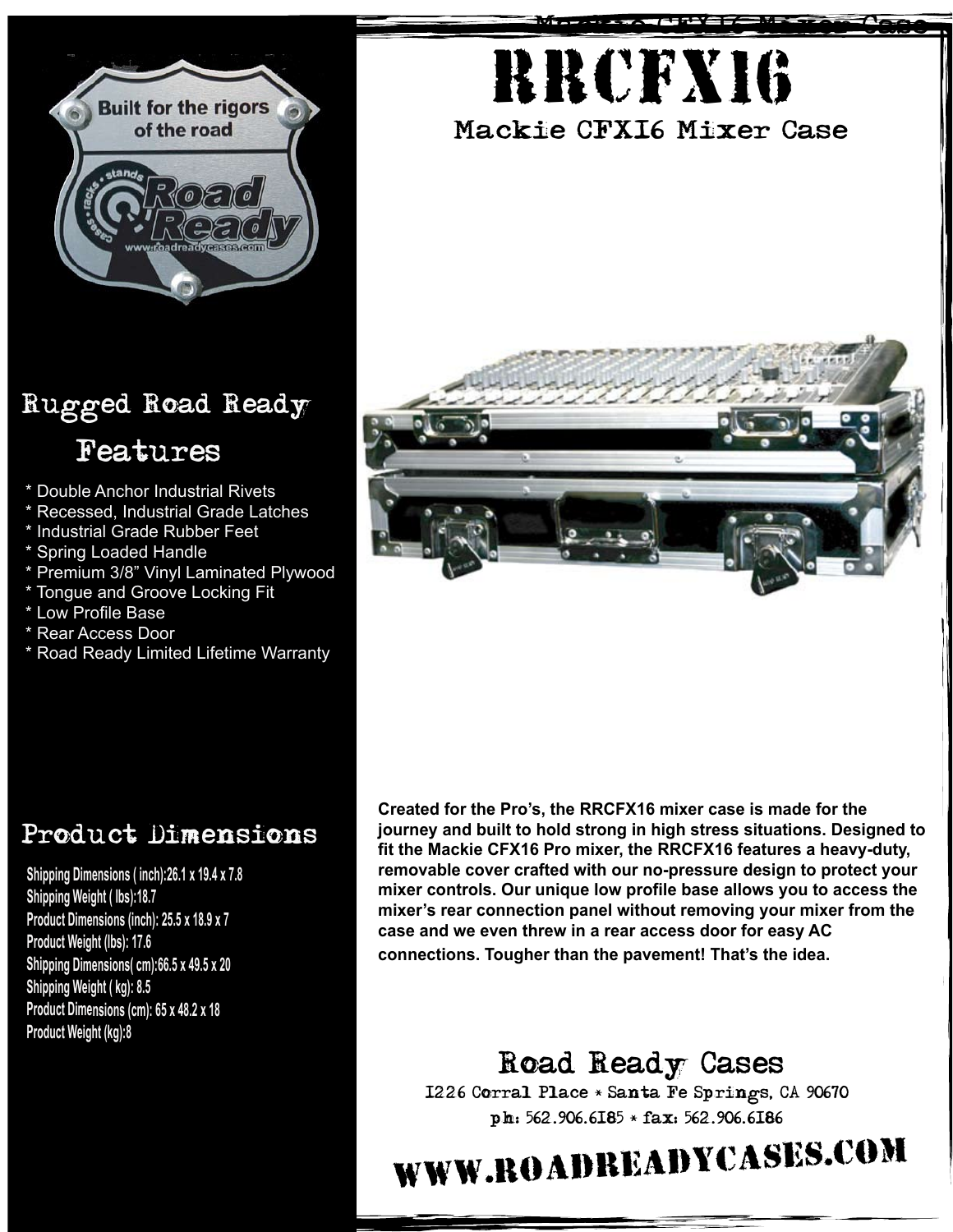# RRCFX16

## Mackie CFX16 Mixer Case

Built for the rigors of the road

Road Ready

## Rugged Road Ready Features

* Double Anchor Industrial Rivets
* Recessed, Industrial Grade Latches
* Industrial Grade Rubber Feet
* Spring Loaded Handle
* Premium 3/8" Vinyl Laminated Plywood
* Tongue and Groove Locking Fit
* Low Profile Base
* Rear Access Door
* Road Ready Limited Lifetime Warranty

## Product Dimensions

Shipping Dimensions ( inch):26.1 x 19.4 x 7.8
Shipping Weight ( lbs):18.7
Product Dimensions (inch): 25.5 x 18.9 x 7
Product Weight (lbs): 17.6
Shipping Dimensions( cm):66.5 x 49.5 x 20
Shipping Weight ( kg): 8.5
Product Dimensions (cm): 65 x 48.2 x 18
Product Weight (kg):8

**Created for the Pro's, the RRCFX16 mixer case is made for the journey and built to hold strong in high stress situations. Designed to fit the Mackie CFX16 Pro mixer, the RRCFX16 features a heavy-duty, removable cover crafted with our no-pressure design to protect your mixer controls. Our unique low profile base allows you to access the mixer's rear connection panel without removing your mixer from the case and we even threw in a rear access door for easy AC connections. Tougher than the pavement! That's the idea.**

## Road Ready Cases

1226 Corral Place * Santa Fe Springs, CA 90670
ph: 562.906.6185 * fax: 562.906.6186

# WWW.ROADREADYCASES.COM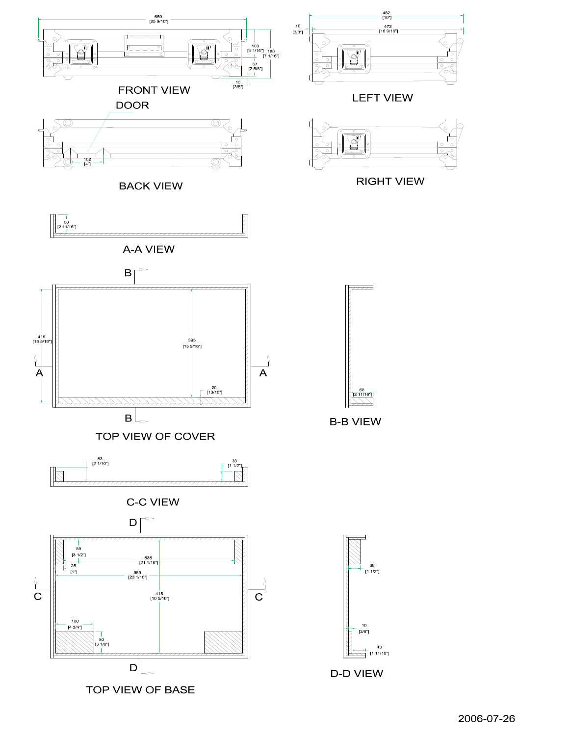650
[25 9/16"]

103
[4 1/16"]

180
[7 1/16"]

67
[2 5/8"]

10
[3/8"]

FRONT VIEW

482
[19"]

10
[3/8"]

472
[18 9/16"]

LEFT VIEW

DOOR

102
[4"]

BACK VIEW

RIGHT VIEW

68
[2 11/16"]

A-A VIEW

B

415
[16 5/16"]

395
[15 9/16"]

A

A

20
[13/16"]

B

TOP VIEW OF COVER

68
[2 11/16"]

B-B VIEW

53
[2 1/16"]

38
[1 1/2"]

C-C VIEW

D

89
[3 1/2"]

535
[21 1/16"]

25
[1"]

585
[23 1/16"]

C

C

415
[16 5/16"]

120
[4 3/4"]

80
[3 1/8"]

D

TOP VIEW OF BASE

38
[1 1/2"]

10
[3/8"]

43
[1 11/16"]

D-D VIEW

2006-07-26